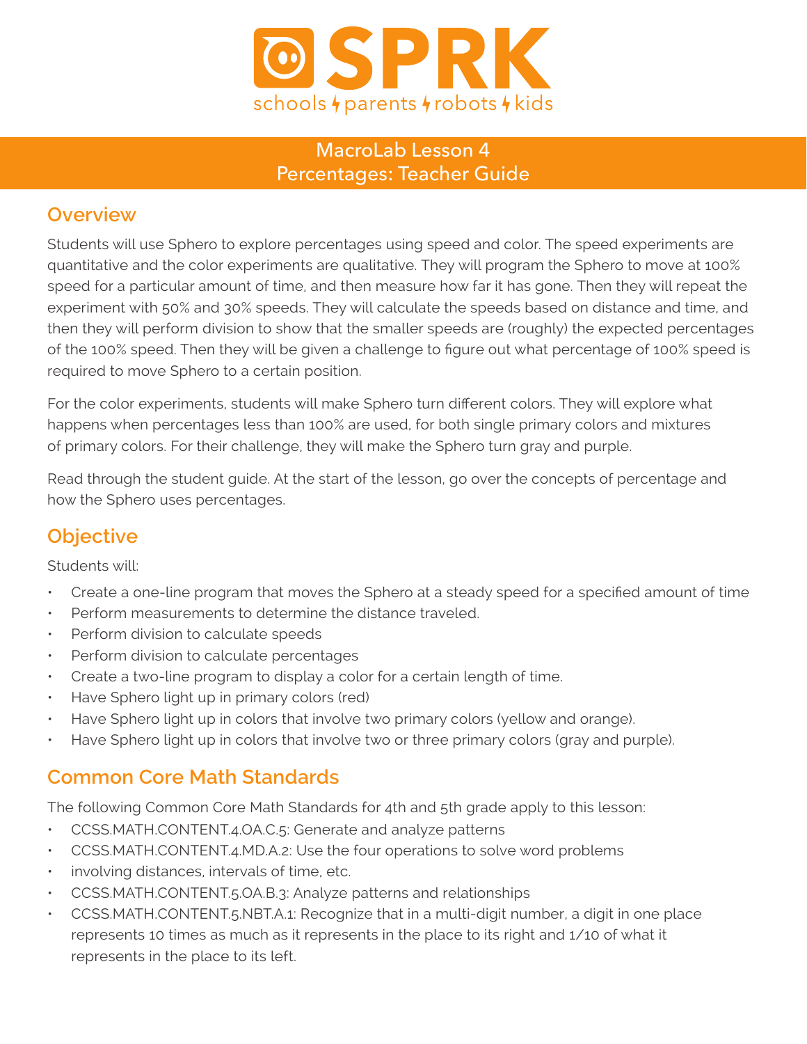# SPRK

schools ϟ parents ϟ robots ϟ kids

## MacroLab Lesson 4
## Percentages: Teacher Guide

## Overview

Students will use Sphero to explore percentages using speed and color. The speed experiments are quantitative and the color experiments are qualitative. They will program the Sphero to move at 100% speed for a particular amount of time, and then measure how far it has gone. Then they will repeat the experiment with 50% and 30% speeds. They will calculate the speeds based on distance and time, and then they will perform division to show that the smaller speeds are (roughly) the expected percentages of the 100% speed. Then they will be given a challenge to figure out what percentage of 100% speed is required to move Sphero to a certain position.

For the color experiments, students will make Sphero turn different colors. They will explore what happens when percentages less than 100% are used, for both single primary colors and mixtures of primary colors. For their challenge, they will make the Sphero turn gray and purple.

Read through the student guide. At the start of the lesson, go over the concepts of percentage and how the Sphero uses percentages.

## Objective

Students will:

- Create a one-line program that moves the Sphero at a steady speed for a specified amount of time
- Perform measurements to determine the distance traveled.
- Perform division to calculate speeds
- Perform division to calculate percentages
- Create a two-line program to display a color for a certain length of time.
- Have Sphero light up in primary colors (red)
- Have Sphero light up in colors that involve two primary colors (yellow and orange).
- Have Sphero light up in colors that involve two or three primary colors (gray and purple).

## Common Core Math Standards

The following Common Core Math Standards for 4th and 5th grade apply to this lesson:

- CCSS.MATH.CONTENT.4.OA.C.5: Generate and analyze patterns
- CCSS.MATH.CONTENT.4.MD.A.2: Use the four operations to solve word problems
- involving distances, intervals of time, etc.
- CCSS.MATH.CONTENT.5.OA.B.3: Analyze patterns and relationships
- CCSS.MATH.CONTENT.5.NBT.A.1: Recognize that in a multi-digit number, a digit in one place represents 10 times as much as it represents in the place to its right and 1/10 of what it represents in the place to its left.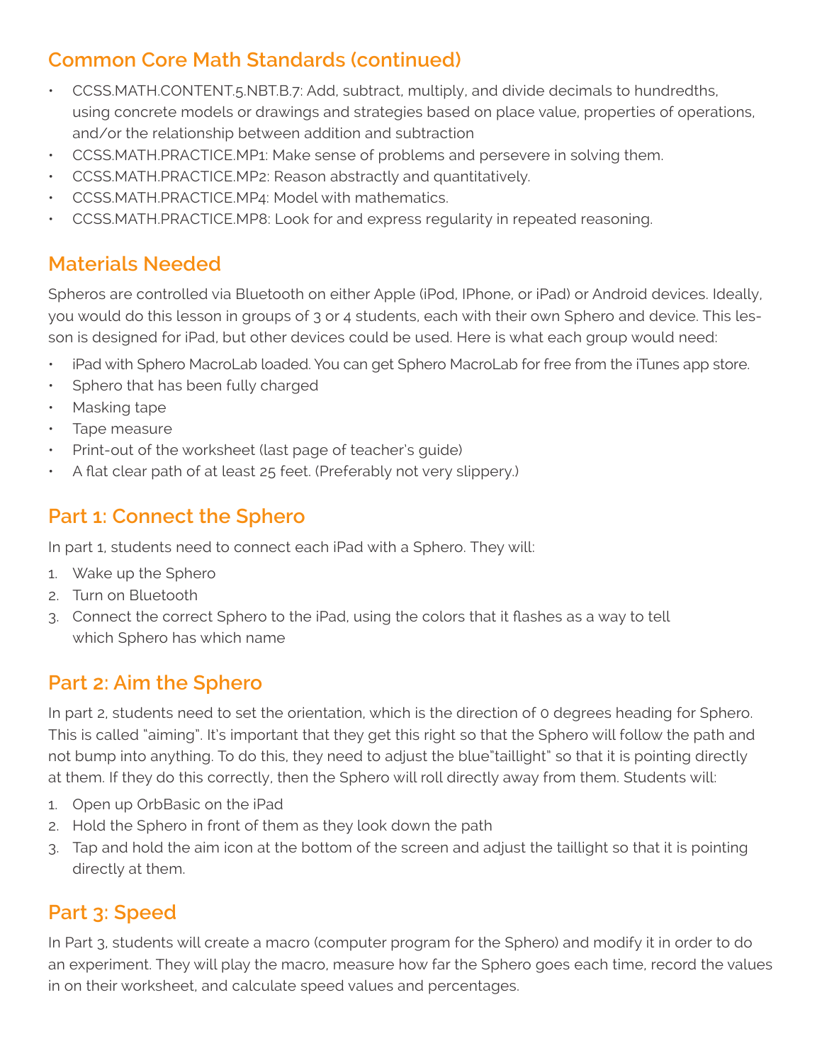## Common Core Math Standards (continued)

- CCSS.MATH.CONTENT.5.NBT.B.7: Add, subtract, multiply, and divide decimals to hundredths, using concrete models or drawings and strategies based on place value, properties of operations, and/or the relationship between addition and subtraction
- CCSS.MATH.PRACTICE.MP1: Make sense of problems and persevere in solving them.
- CCSS.MATH.PRACTICE.MP2: Reason abstractly and quantitatively.
- CCSS.MATH.PRACTICE.MP4: Model with mathematics.
- CCSS.MATH.PRACTICE.MP8: Look for and express regularity in repeated reasoning.

## Materials Needed

Spheros are controlled via Bluetooth on either Apple (iPod, IPhone, or iPad) or Android devices. Ideally, you would do this lesson in groups of 3 or 4 students, each with their own Sphero and device. This lesson is designed for iPad, but other devices could be used. Here is what each group would need:

- iPad with Sphero MacroLab loaded. You can get Sphero MacroLab for free from the iTunes app store.
- Sphero that has been fully charged
- Masking tape
- Tape measure
- Print-out of the worksheet (last page of teacher's guide)
- A flat clear path of at least 25 feet. (Preferably not very slippery.)

## Part 1: Connect the Sphero

In part 1, students need to connect each iPad with a Sphero. They will:

1. Wake up the Sphero
2. Turn on Bluetooth
3. Connect the correct Sphero to the iPad, using the colors that it flashes as a way to tell which Sphero has which name

## Part 2: Aim the Sphero

In part 2, students need to set the orientation, which is the direction of 0 degrees heading for Sphero. This is called "aiming". It's important that they get this right so that the Sphero will follow the path and not bump into anything. To do this, they need to adjust the blue"taillight" so that it is pointing directly at them. If they do this correctly, then the Sphero will roll directly away from them. Students will:

1. Open up OrbBasic on the iPad
2. Hold the Sphero in front of them as they look down the path
3. Tap and hold the aim icon at the bottom of the screen and adjust the taillight so that it is pointing directly at them.

## Part 3: Speed

In Part 3, students will create a macro (computer program for the Sphero) and modify it in order to do an experiment. They will play the macro, measure how far the Sphero goes each time, record the values in on their worksheet, and calculate speed values and percentages.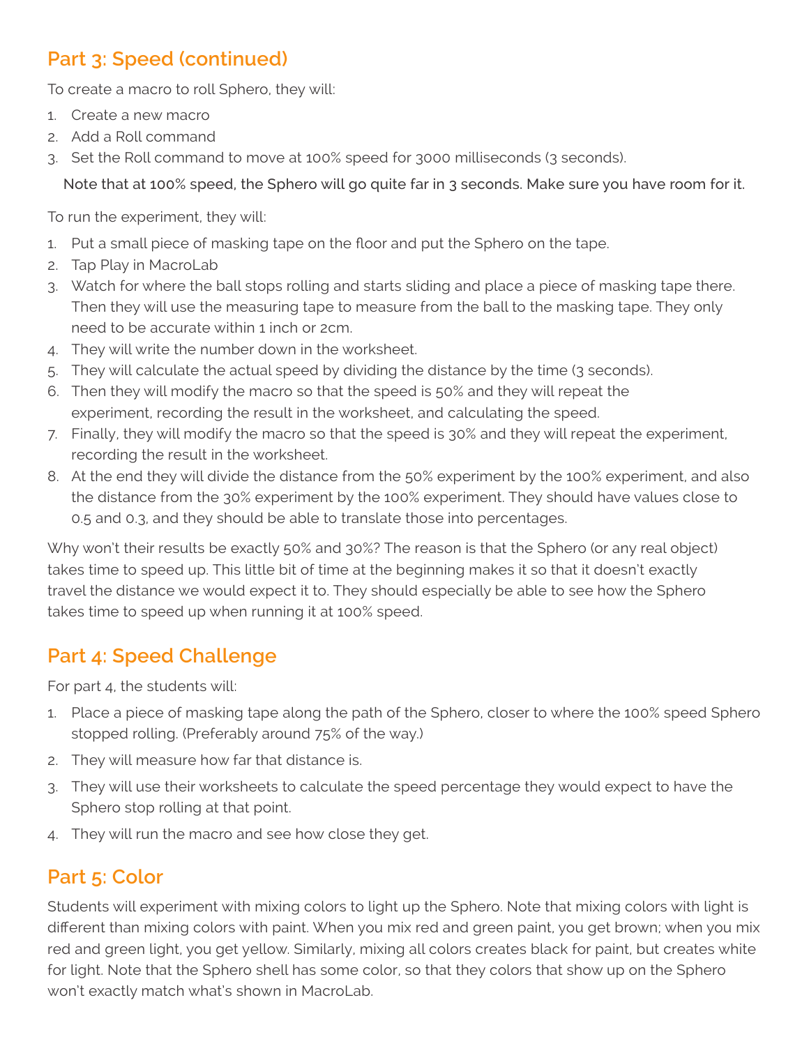## Part 3: Speed (continued)

To create a macro to roll Sphero, they will:

1. Create a new macro
2. Add a Roll command
3. Set the Roll command to move at 100% speed for 3000 milliseconds (3 seconds).

Note that at 100% speed, the Sphero will go quite far in 3 seconds. Make sure you have room for it.

To run the experiment, they will:

1. Put a small piece of masking tape on the floor and put the Sphero on the tape.
2. Tap Play in MacroLab
3. Watch for where the ball stops rolling and starts sliding and place a piece of masking tape there. Then they will use the measuring tape to measure from the ball to the masking tape. They only need to be accurate within 1 inch or 2cm.
4. They will write the number down in the worksheet.
5. They will calculate the actual speed by dividing the distance by the time (3 seconds).
6. Then they will modify the macro so that the speed is 50% and they will repeat the experiment, recording the result in the worksheet, and calculating the speed.
7. Finally, they will modify the macro so that the speed is 30% and they will repeat the experiment, recording the result in the worksheet.
8. At the end they will divide the distance from the 50% experiment by the 100% experiment, and also the distance from the 30% experiment by the 100% experiment. They should have values close to 0.5 and 0.3, and they should be able to translate those into percentages.

Why won't their results be exactly 50% and 30%? The reason is that the Sphero (or any real object) takes time to speed up. This little bit of time at the beginning makes it so that it doesn't exactly travel the distance we would expect it to. They should especially be able to see how the Sphero takes time to speed up when running it at 100% speed.

## Part 4: Speed Challenge

For part 4, the students will:

1. Place a piece of masking tape along the path of the Sphero, closer to where the 100% speed Sphero stopped rolling. (Preferably around 75% of the way.)
2. They will measure how far that distance is.
3. They will use their worksheets to calculate the speed percentage they would expect to have the Sphero stop rolling at that point.
4. They will run the macro and see how close they get.

## Part 5: Color

Students will experiment with mixing colors to light up the Sphero. Note that mixing colors with light is different than mixing colors with paint. When you mix red and green paint, you get brown; when you mix red and green light, you get yellow. Similarly, mixing all colors creates black for paint, but creates white for light. Note that the Sphero shell has some color, so that they colors that show up on the Sphero won't exactly match what's shown in MacroLab.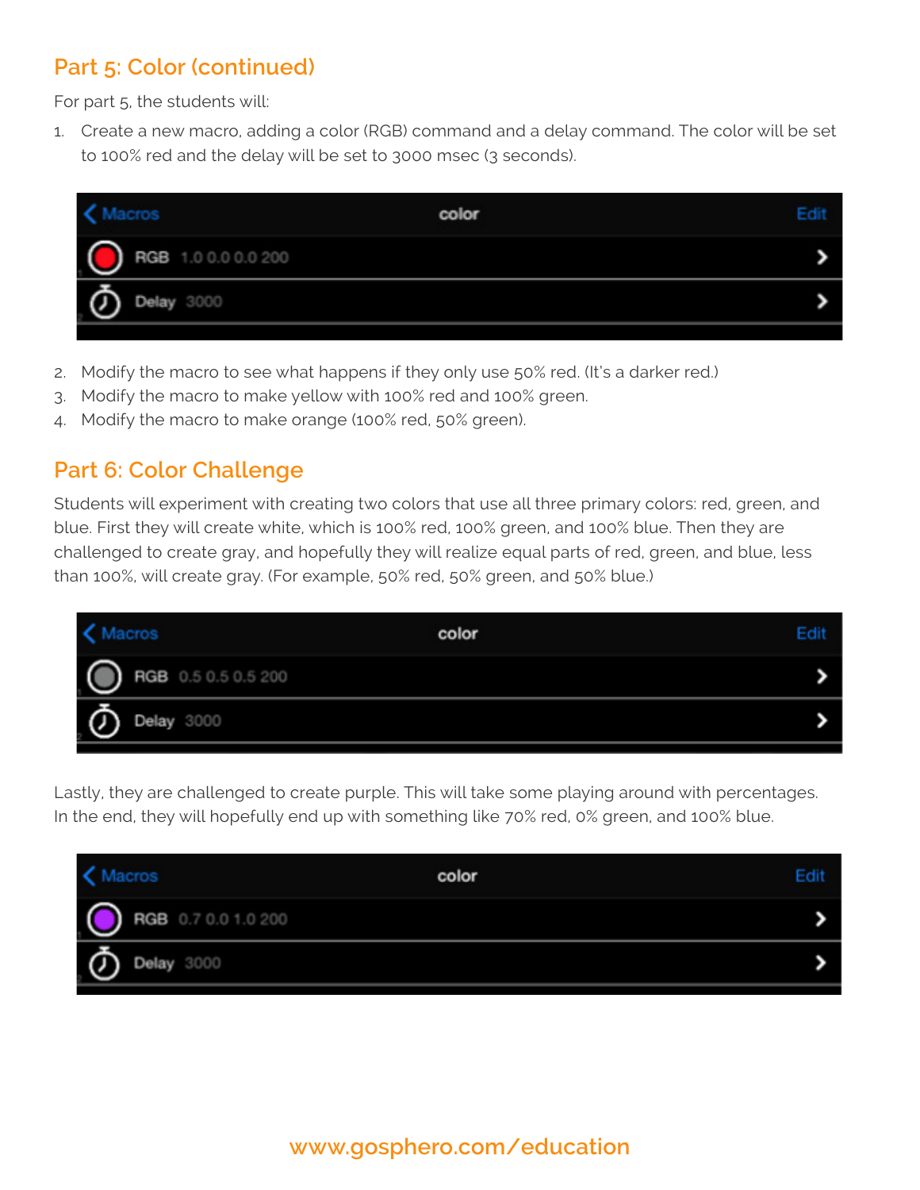## Part 5: Color (continued)

For part 5, the students will:

1. Create a new macro, adding a color (RGB) command and a delay command. The color will be set to 100% red and the delay will be set to 3000 msec (3 seconds).

Macros | color | Edit

RGB 1.0 0.0 0.0 200

Delay 3000

2. Modify the macro to see what happens if they only use 50% red. (It's a darker red.)
3. Modify the macro to make yellow with 100% red and 100% green.
4. Modify the macro to make orange (100% red, 50% green).

## Part 6: Color Challenge

Students will experiment with creating two colors that use all three primary colors: red, green, and blue. First they will create white, which is 100% red, 100% green, and 100% blue. Then they are challenged to create gray, and hopefully they will realize equal parts of red, green, and blue, less than 100%, will create gray. (For example, 50% red, 50% green, and 50% blue.)

Macros | color | Edit

RGB 0.5 0.5 0.5 200

Delay 3000

Lastly, they are challenged to create purple. This will take some playing around with percentages. In the end, they will hopefully end up with something like 70% red, 0% green, and 100% blue.

Macros | color | Edit

RGB 0.7 0.0 1.0 200

Delay 3000